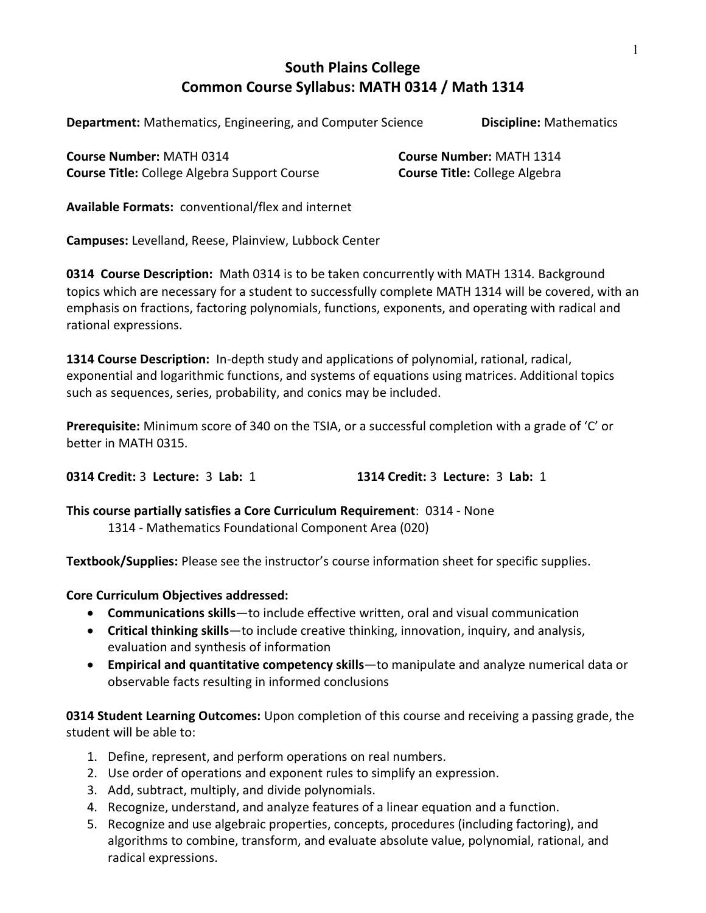# South Plains College
## Common Course Syllabus: MATH 0314 / Math 1314

**Department:** Mathematics, Engineering, and Computer Science **Discipline:** Mathematics

**Course Number:** MATH 0314
**Course Title:** College Algebra Support Course

**Course Number:** MATH 1314
**Course Title:** College Algebra

**Available Formats:** conventional/flex and internet

**Campuses:** Levelland, Reese, Plainview, Lubbock Center

**0314 Course Description:** Math 0314 is to be taken concurrently with MATH 1314. Background topics which are necessary for a student to successfully complete MATH 1314 will be covered, with an emphasis on fractions, factoring polynomials, functions, exponents, and operating with radical and rational expressions.

**1314 Course Description:** In-depth study and applications of polynomial, rational, radical, exponential and logarithmic functions, and systems of equations using matrices. Additional topics such as sequences, series, probability, and conics may be included.

**Prerequisite:** Minimum score of 340 on the TSIA, or a successful completion with a grade of 'C' or better in MATH 0315.

**0314 Credit:** 3 **Lecture:** 3 **Lab:** 1

**1314 Credit:** 3 **Lecture:** 3 **Lab:** 1

**This course partially satisfies a Core Curriculum Requirement**: 0314 - None
1314 - Mathematics Foundational Component Area (020)

**Textbook/Supplies:** Please see the instructor's course information sheet for specific supplies.

**Core Curriculum Objectives addressed:**

- **Communications skills**—to include effective written, oral and visual communication
- **Critical thinking skills**—to include creative thinking, innovation, inquiry, and analysis, evaluation and synthesis of information
- **Empirical and quantitative competency skills**—to manipulate and analyze numerical data or observable facts resulting in informed conclusions

**0314 Student Learning Outcomes:** Upon completion of this course and receiving a passing grade, the student will be able to:

1. Define, represent, and perform operations on real numbers.
2. Use order of operations and exponent rules to simplify an expression.
3. Add, subtract, multiply, and divide polynomials.
4. Recognize, understand, and analyze features of a linear equation and a function.
5. Recognize and use algebraic properties, concepts, procedures (including factoring), and algorithms to combine, transform, and evaluate absolute value, polynomial, rational, and radical expressions.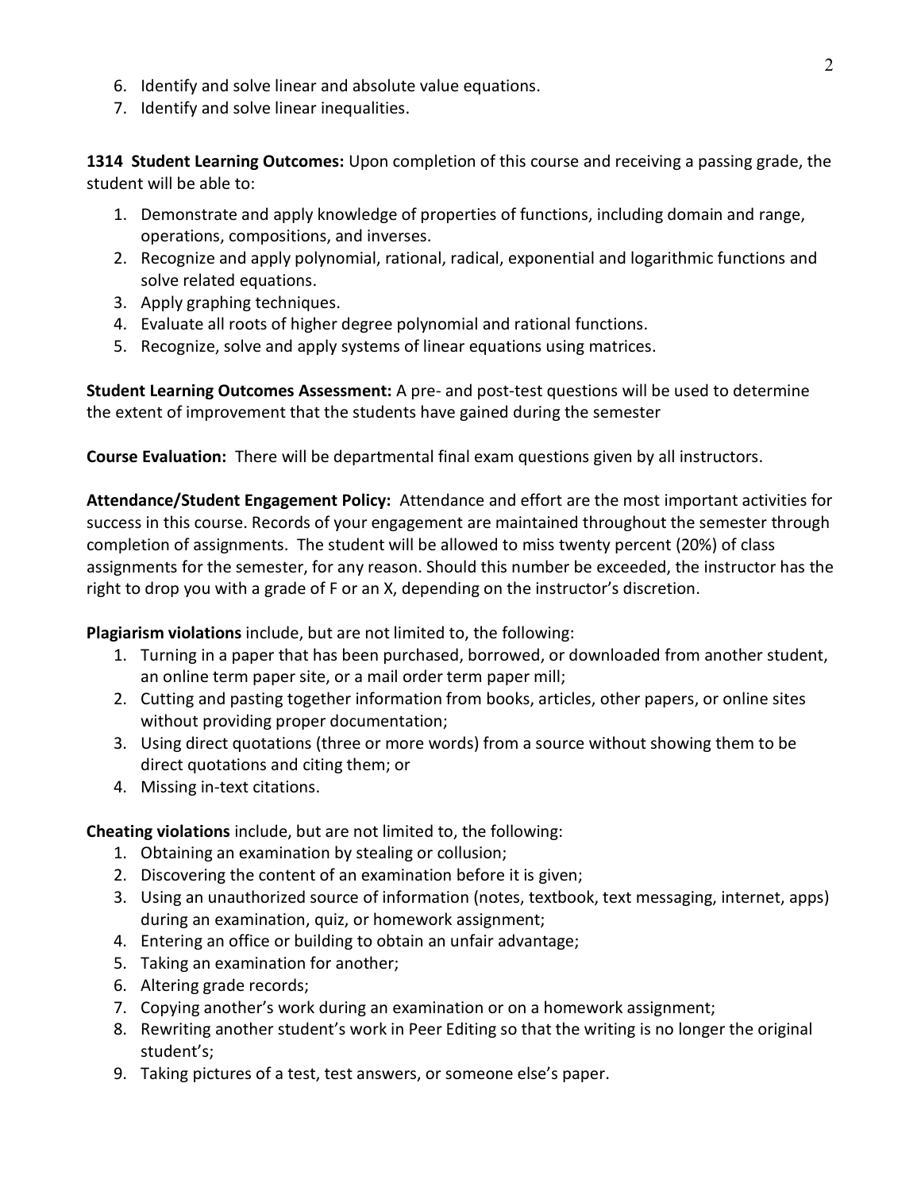6. Identify and solve linear and absolute value equations.
7. Identify and solve linear inequalities.

**1314 Student Learning Outcomes:** Upon completion of this course and receiving a passing grade, the student will be able to:

1. Demonstrate and apply knowledge of properties of functions, including domain and range, operations, compositions, and inverses.
2. Recognize and apply polynomial, rational, radical, exponential and logarithmic functions and solve related equations.
3. Apply graphing techniques.
4. Evaluate all roots of higher degree polynomial and rational functions.
5. Recognize, solve and apply systems of linear equations using matrices.

**Student Learning Outcomes Assessment:** A pre- and post-test questions will be used to determine the extent of improvement that the students have gained during the semester

**Course Evaluation:** There will be departmental final exam questions given by all instructors.

**Attendance/Student Engagement Policy:** Attendance and effort are the most important activities for success in this course. Records of your engagement are maintained throughout the semester through completion of assignments. The student will be allowed to miss twenty percent (20%) of class assignments for the semester, for any reason. Should this number be exceeded, the instructor has the right to drop you with a grade of F or an X, depending on the instructor's discretion.

**Plagiarism violations** include, but are not limited to, the following:

1. Turning in a paper that has been purchased, borrowed, or downloaded from another student, an online term paper site, or a mail order term paper mill;
2. Cutting and pasting together information from books, articles, other papers, or online sites without providing proper documentation;
3. Using direct quotations (three or more words) from a source without showing them to be direct quotations and citing them; or
4. Missing in-text citations.

**Cheating violations** include, but are not limited to, the following:

1. Obtaining an examination by stealing or collusion;
2. Discovering the content of an examination before it is given;
3. Using an unauthorized source of information (notes, textbook, text messaging, internet, apps) during an examination, quiz, or homework assignment;
4. Entering an office or building to obtain an unfair advantage;
5. Taking an examination for another;
6. Altering grade records;
7. Copying another's work during an examination or on a homework assignment;
8. Rewriting another student's work in Peer Editing so that the writing is no longer the original student's;
9. Taking pictures of a test, test answers, or someone else's paper.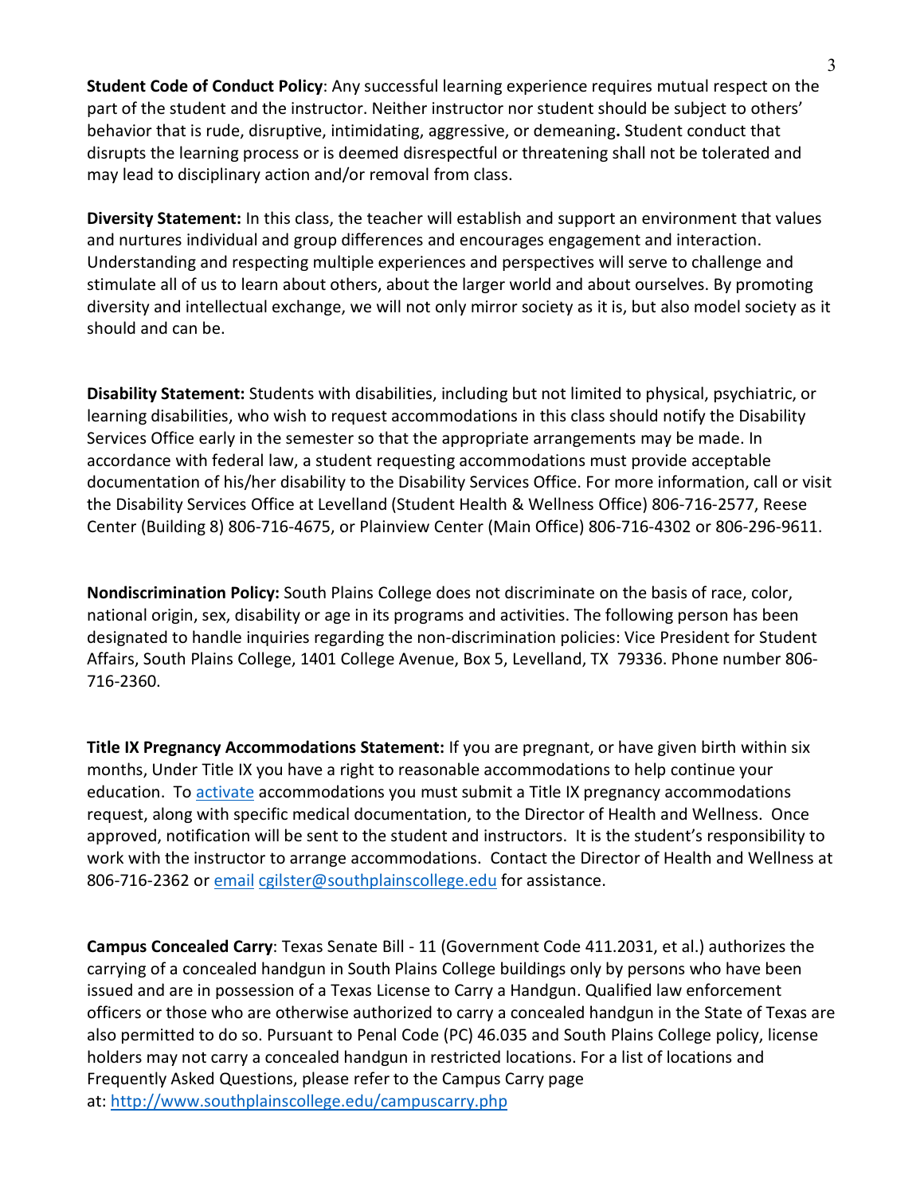**Student Code of Conduct Policy**: Any successful learning experience requires mutual respect on the part of the student and the instructor. Neither instructor nor student should be subject to others' behavior that is rude, disruptive, intimidating, aggressive, or demeaning**.** Student conduct that disrupts the learning process or is deemed disrespectful or threatening shall not be tolerated and may lead to disciplinary action and/or removal from class.

**Diversity Statement:** In this class, the teacher will establish and support an environment that values and nurtures individual and group differences and encourages engagement and interaction. Understanding and respecting multiple experiences and perspectives will serve to challenge and stimulate all of us to learn about others, about the larger world and about ourselves. By promoting diversity and intellectual exchange, we will not only mirror society as it is, but also model society as it should and can be.

**Disability Statement:** Students with disabilities, including but not limited to physical, psychiatric, or learning disabilities, who wish to request accommodations in this class should notify the Disability Services Office early in the semester so that the appropriate arrangements may be made. In accordance with federal law, a student requesting accommodations must provide acceptable documentation of his/her disability to the Disability Services Office. For more information, call or visit the Disability Services Office at Levelland (Student Health & Wellness Office) 806-716-2577, Reese Center (Building 8) 806-716-4675, or Plainview Center (Main Office) 806-716-4302 or 806-296-9611.

**Nondiscrimination Policy:** South Plains College does not discriminate on the basis of race, color, national origin, sex, disability or age in its programs and activities. The following person has been designated to handle inquiries regarding the non-discrimination policies: Vice President for Student Affairs, South Plains College, 1401 College Avenue, Box 5, Levelland, TX 79336. Phone number 806-716-2360.

**Title IX Pregnancy Accommodations Statement:** If you are pregnant, or have given birth within six months, Under Title IX you have a right to reasonable accommodations to help continue your education. To activate accommodations you must submit a Title IX pregnancy accommodations request, along with specific medical documentation, to the Director of Health and Wellness. Once approved, notification will be sent to the student and instructors. It is the student's responsibility to work with the instructor to arrange accommodations. Contact the Director of Health and Wellness at 806-716-2362 or email cgilster@southplainscollege.edu for assistance.

**Campus Concealed Carry**: Texas Senate Bill - 11 (Government Code 411.2031, et al.) authorizes the carrying of a concealed handgun in South Plains College buildings only by persons who have been issued and are in possession of a Texas License to Carry a Handgun. Qualified law enforcement officers or those who are otherwise authorized to carry a concealed handgun in the State of Texas are also permitted to do so. Pursuant to Penal Code (PC) 46.035 and South Plains College policy, license holders may not carry a concealed handgun in restricted locations. For a list of locations and Frequently Asked Questions, please refer to the Campus Carry page at: http://www.southplainscollege.edu/campuscarry.php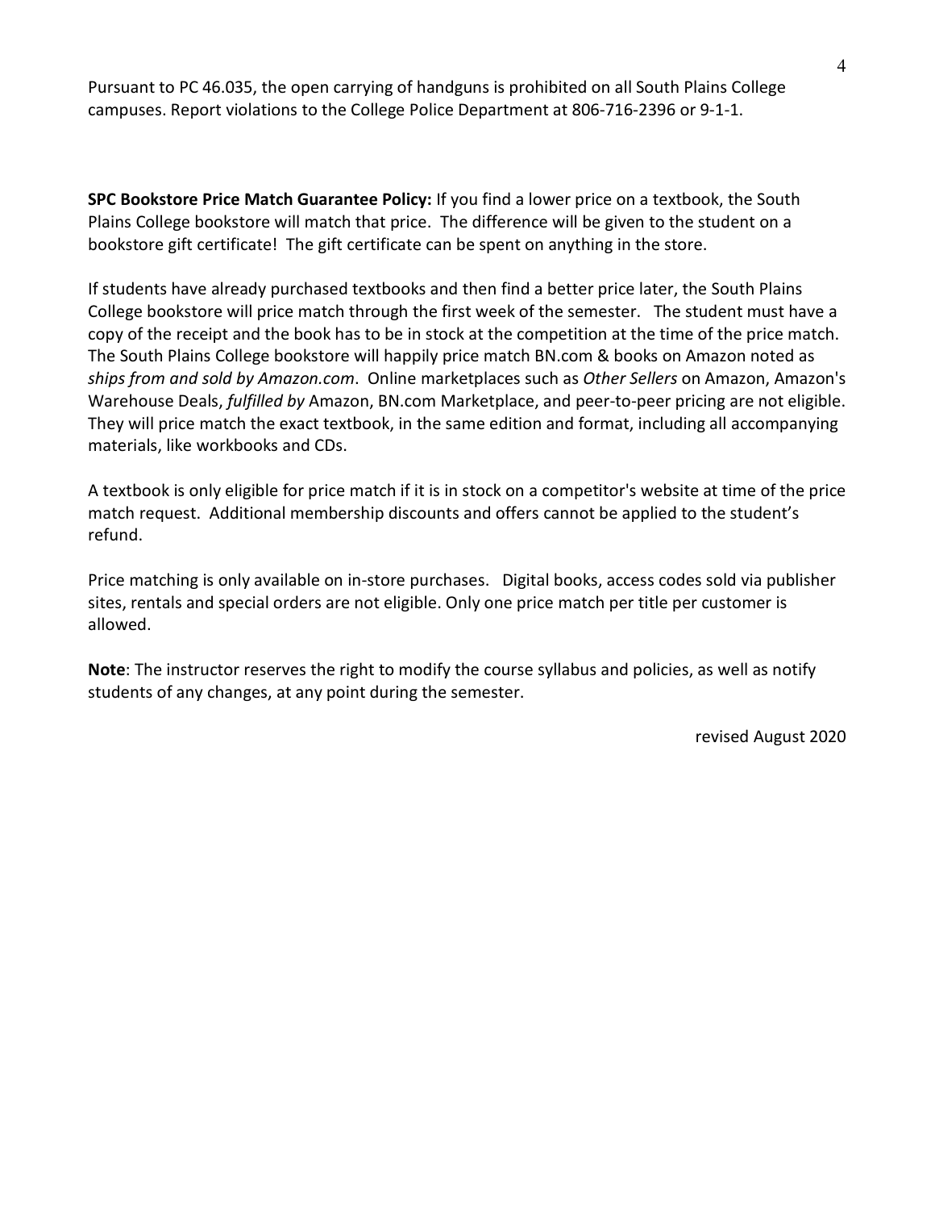Pursuant to PC 46.035, the open carrying of handguns is prohibited on all South Plains College campuses. Report violations to the College Police Department at 806-716-2396 or 9-1-1.

**SPC Bookstore Price Match Guarantee Policy:** If you find a lower price on a textbook, the South Plains College bookstore will match that price. The difference will be given to the student on a bookstore gift certificate! The gift certificate can be spent on anything in the store.

If students have already purchased textbooks and then find a better price later, the South Plains College bookstore will price match through the first week of the semester. The student must have a copy of the receipt and the book has to be in stock at the competition at the time of the price match. The South Plains College bookstore will happily price match BN.com & books on Amazon noted as *ships from and sold by Amazon.com*. Online marketplaces such as *Other Sellers* on Amazon, Amazon's Warehouse Deals, *fulfilled by* Amazon, BN.com Marketplace, and peer-to-peer pricing are not eligible. They will price match the exact textbook, in the same edition and format, including all accompanying materials, like workbooks and CDs.

A textbook is only eligible for price match if it is in stock on a competitor's website at time of the price match request. Additional membership discounts and offers cannot be applied to the student's refund.

Price matching is only available on in-store purchases. Digital books, access codes sold via publisher sites, rentals and special orders are not eligible. Only one price match per title per customer is allowed.

**Note**: The instructor reserves the right to modify the course syllabus and policies, as well as notify students of any changes, at any point during the semester.

revised August 2020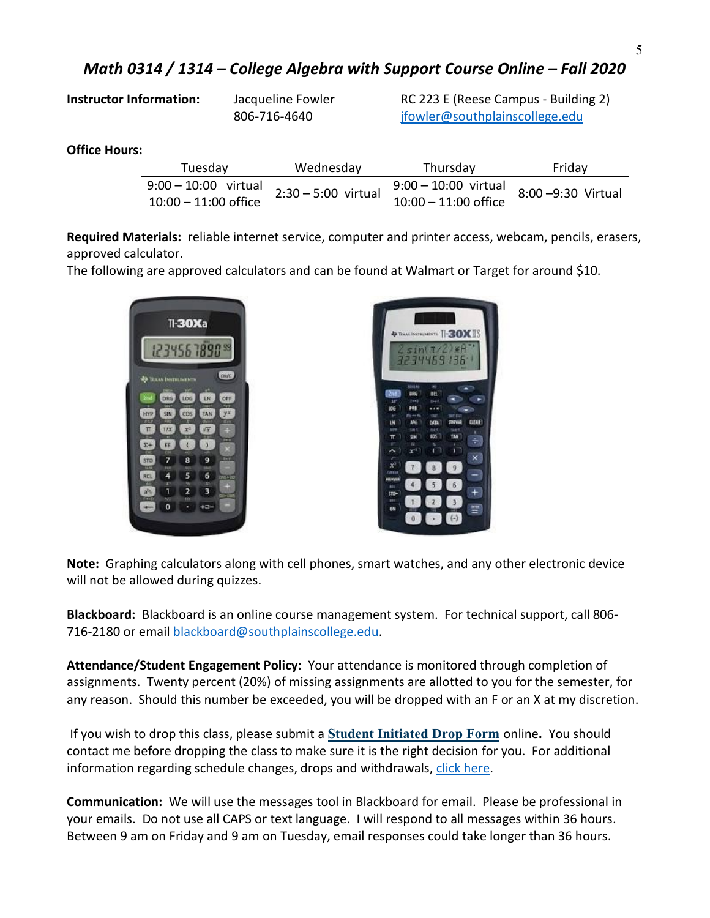## *Math 0314 / 1314 – College Algebra with Support Course Online – Fall 2020*

**Instructor Information:** Jacqueline Fowler  
806-716-4640  
RC 223 E (Reese Campus - Building 2)  
jfowler@southplainscollege.edu

**Office Hours:**

| Tuesday | Wednesday | Thursday | Friday |
|---|---|---|---|
| 9:00 – 10:00 virtual<br>10:00 – 11:00 office | 2:30 – 5:00 virtual | 9:00 – 10:00 virtual<br>10:00 – 11:00 office | 8:00 –9:30 Virtual |

**Required Materials:** reliable internet service, computer and printer access, webcam, pencils, erasers, approved calculator.  
The following are approved calculators and can be found at Walmart or Target for around $10.

**Note:** Graphing calculators along with cell phones, smart watches, and any other electronic device will not be allowed during quizzes.

**Blackboard:** Blackboard is an online course management system. For technical support, call 806-716-2180 or email blackboard@southplainscollege.edu.

**Attendance/Student Engagement Policy:** Your attendance is monitored through completion of assignments. Twenty percent (20%) of missing assignments are allotted to you for the semester, for any reason. Should this number be exceeded, you will be dropped with an F or an X at my discretion.

If you wish to drop this class, please submit a **Student Initiated Drop Form** online**.** You should contact me before dropping the class to make sure it is the right decision for you. For additional information regarding schedule changes, drops and withdrawals, click here.

**Communication:** We will use the messages tool in Blackboard for email. Please be professional in your emails. Do not use all CAPS or text language. I will respond to all messages within 36 hours. Between 9 am on Friday and 9 am on Tuesday, email responses could take longer than 36 hours.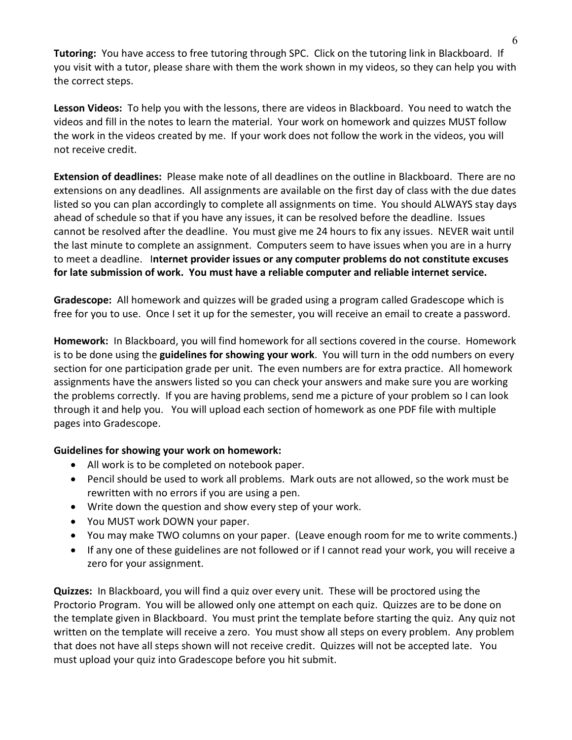**Tutoring:** You have access to free tutoring through SPC. Click on the tutoring link in Blackboard. If you visit with a tutor, please share with them the work shown in my videos, so they can help you with the correct steps.

**Lesson Videos:** To help you with the lessons, there are videos in Blackboard. You need to watch the videos and fill in the notes to learn the material. Your work on homework and quizzes MUST follow the work in the videos created by me. If your work does not follow the work in the videos, you will not receive credit.

**Extension of deadlines:** Please make note of all deadlines on the outline in Blackboard. There are no extensions on any deadlines. All assignments are available on the first day of class with the due dates listed so you can plan accordingly to complete all assignments on time. You should ALWAYS stay days ahead of schedule so that if you have any issues, it can be resolved before the deadline. Issues cannot be resolved after the deadline. You must give me 24 hours to fix any issues. NEVER wait until the last minute to complete an assignment. Computers seem to have issues when you are in a hurry to meet a deadline. **Internet provider issues or any computer problems do not constitute excuses for late submission of work. You must have a reliable computer and reliable internet service.**

**Gradescope:** All homework and quizzes will be graded using a program called Gradescope which is free for you to use. Once I set it up for the semester, you will receive an email to create a password.

**Homework:** In Blackboard, you will find homework for all sections covered in the course. Homework is to be done using the **guidelines for showing your work**. You will turn in the odd numbers on every section for one participation grade per unit. The even numbers are for extra practice. All homework assignments have the answers listed so you can check your answers and make sure you are working the problems correctly. If you are having problems, send me a picture of your problem so I can look through it and help you. You will upload each section of homework as one PDF file with multiple pages into Gradescope.

**Guidelines for showing your work on homework:**

- All work is to be completed on notebook paper.
- Pencil should be used to work all problems. Mark outs are not allowed, so the work must be rewritten with no errors if you are using a pen.
- Write down the question and show every step of your work.
- You MUST work DOWN your paper.
- You may make TWO columns on your paper. (Leave enough room for me to write comments.)
- If any one of these guidelines are not followed or if I cannot read your work, you will receive a zero for your assignment.

**Quizzes:** In Blackboard, you will find a quiz over every unit. These will be proctored using the Proctorio Program. You will be allowed only one attempt on each quiz. Quizzes are to be done on the template given in Blackboard. You must print the template before starting the quiz. Any quiz not written on the template will receive a zero. You must show all steps on every problem. Any problem that does not have all steps shown will not receive credit. Quizzes will not be accepted late. You must upload your quiz into Gradescope before you hit submit.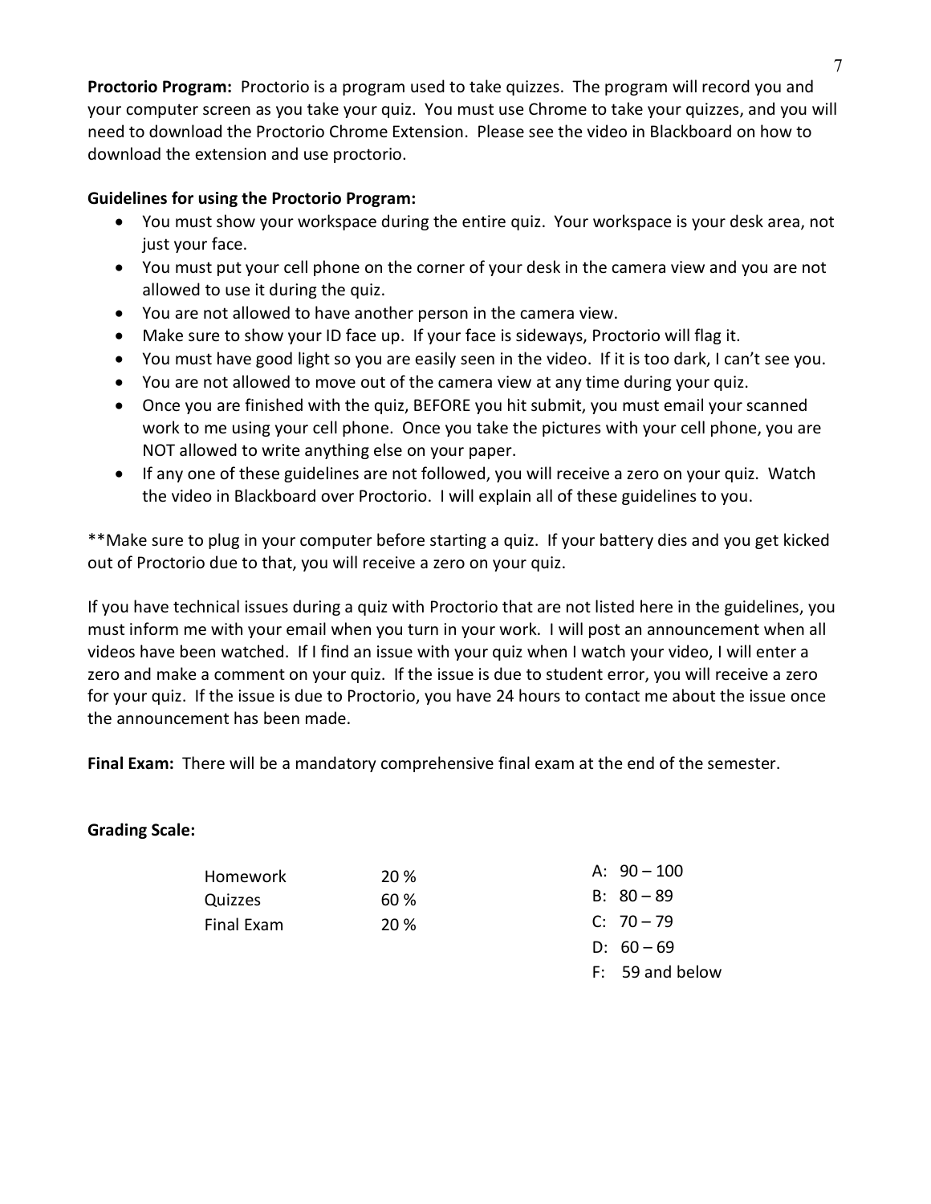**Proctorio Program:** Proctorio is a program used to take quizzes. The program will record you and your computer screen as you take your quiz. You must use Chrome to take your quizzes, and you will need to download the Proctorio Chrome Extension. Please see the video in Blackboard on how to download the extension and use proctorio.

**Guidelines for using the Proctorio Program:**

- You must show your workspace during the entire quiz. Your workspace is your desk area, not just your face.
- You must put your cell phone on the corner of your desk in the camera view and you are not allowed to use it during the quiz.
- You are not allowed to have another person in the camera view.
- Make sure to show your ID face up. If your face is sideways, Proctorio will flag it.
- You must have good light so you are easily seen in the video. If it is too dark, I can't see you.
- You are not allowed to move out of the camera view at any time during your quiz.
- Once you are finished with the quiz, BEFORE you hit submit, you must email your scanned work to me using your cell phone. Once you take the pictures with your cell phone, you are NOT allowed to write anything else on your paper.
- If any one of these guidelines are not followed, you will receive a zero on your quiz. Watch the video in Blackboard over Proctorio. I will explain all of these guidelines to you.

**Make sure to plug in your computer before starting a quiz. If your battery dies and you get kicked out of Proctorio due to that, you will receive a zero on your quiz.

If you have technical issues during a quiz with Proctorio that are not listed here in the guidelines, you must inform me with your email when you turn in your work. I will post an announcement when all videos have been watched. If I find an issue with your quiz when I watch your video, I will enter a zero and make a comment on your quiz. If the issue is due to student error, you will receive a zero for your quiz. If the issue is due to Proctorio, you have 24 hours to contact me about the issue once the announcement has been made.

**Final Exam:** There will be a mandatory comprehensive final exam at the end of the semester.

**Grading Scale:**

| | |
|---|---|
| Homework | 20 % |
| Quizzes | 60 % |
| Final Exam | 20 % |

A: 90 – 100
B: 80 – 89
C: 70 – 79
D: 60 – 69
F: 59 and below